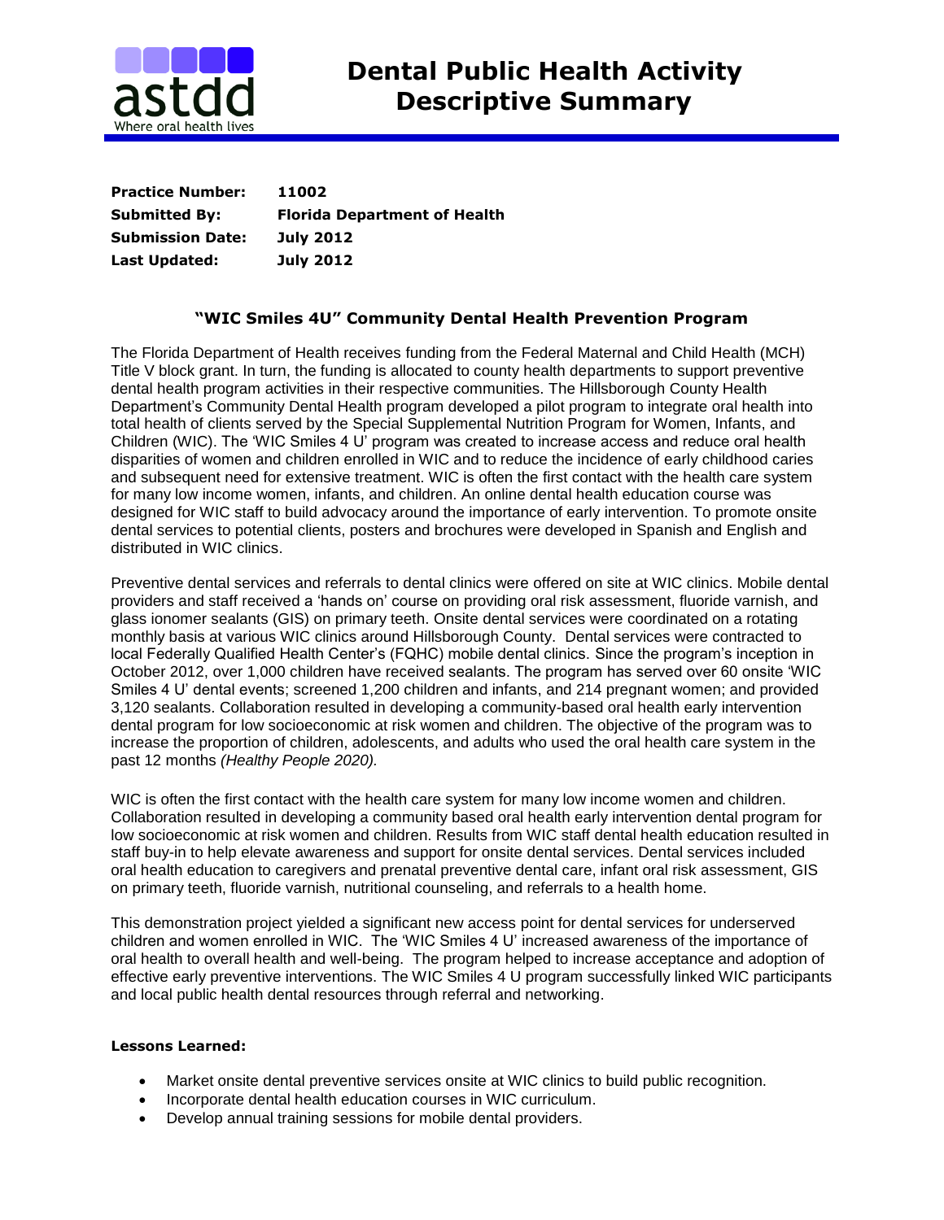# Dental Public Health Activity Descriptive Summary

**Practice Number:** **11002**
**Submitted By:** **Florida Department of Health**
**Submission Date:** **July 2012**
**Last Updated:** **July 2012**

## "WIC Smiles 4U" Community Dental Health Prevention Program

The Florida Department of Health receives funding from the Federal Maternal and Child Health (MCH) Title V block grant. In turn, the funding is allocated to county health departments to support preventive dental health program activities in their respective communities. The Hillsborough County Health Department's Community Dental Health program developed a pilot program to integrate oral health into total health of clients served by the Special Supplemental Nutrition Program for Women, Infants, and Children (WIC). The 'WIC Smiles 4 U' program was created to increase access and reduce oral health disparities of women and children enrolled in WIC and to reduce the incidence of early childhood caries and subsequent need for extensive treatment. WIC is often the first contact with the health care system for many low income women, infants, and children. An online dental health education course was designed for WIC staff to build advocacy around the importance of early intervention. To promote onsite dental services to potential clients, posters and brochures were developed in Spanish and English and distributed in WIC clinics.

Preventive dental services and referrals to dental clinics were offered on site at WIC clinics. Mobile dental providers and staff received a 'hands on' course on providing oral risk assessment, fluoride varnish, and glass ionomer sealants (GIS) on primary teeth. Onsite dental services were coordinated on a rotating monthly basis at various WIC clinics around Hillsborough County. Dental services were contracted to local Federally Qualified Health Center's (FQHC) mobile dental clinics. Since the program's inception in October 2012, over 1,000 children have received sealants. The program has served over 60 onsite 'WIC Smiles 4 U' dental events; screened 1,200 children and infants, and 214 pregnant women; and provided 3,120 sealants. Collaboration resulted in developing a community-based oral health early intervention dental program for low socioeconomic at risk women and children. The objective of the program was to increase the proportion of children, adolescents, and adults who used the oral health care system in the past 12 months *(Healthy People 2020).*

WIC is often the first contact with the health care system for many low income women and children. Collaboration resulted in developing a community based oral health early intervention dental program for low socioeconomic at risk women and children. Results from WIC staff dental health education resulted in staff buy-in to help elevate awareness and support for onsite dental services. Dental services included oral health education to caregivers and prenatal preventive dental care, infant oral risk assessment, GIS on primary teeth, fluoride varnish, nutritional counseling, and referrals to a health home.

This demonstration project yielded a significant new access point for dental services for underserved children and women enrolled in WIC. The 'WIC Smiles 4 U' increased awareness of the importance of oral health to overall health and well-being. The program helped to increase acceptance and adoption of effective early preventive interventions. The WIC Smiles 4 U program successfully linked WIC participants and local public health dental resources through referral and networking.

**Lessons Learned:**

- Market onsite dental preventive services onsite at WIC clinics to build public recognition.
- Incorporate dental health education courses in WIC curriculum.
- Develop annual training sessions for mobile dental providers.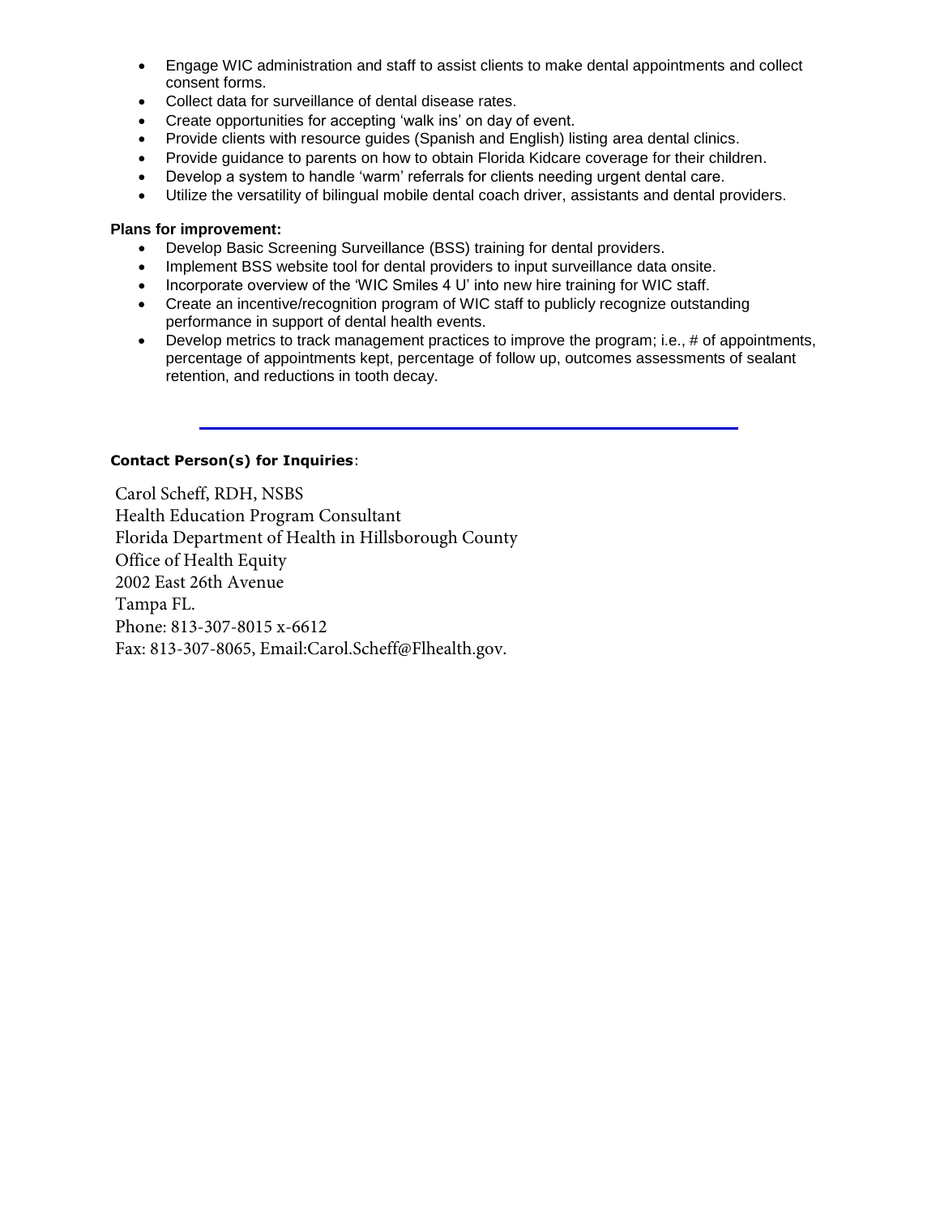- Engage WIC administration and staff to assist clients to make dental appointments and collect consent forms.
- Collect data for surveillance of dental disease rates.
- Create opportunities for accepting 'walk ins' on day of event.
- Provide clients with resource guides (Spanish and English) listing area dental clinics.
- Provide guidance to parents on how to obtain Florida Kidcare coverage for their children.
- Develop a system to handle 'warm' referrals for clients needing urgent dental care.
- Utilize the versatility of bilingual mobile dental coach driver, assistants and dental providers.

**Plans for improvement:**

- Develop Basic Screening Surveillance (BSS) training for dental providers.
- Implement BSS website tool for dental providers to input surveillance data onsite.
- Incorporate overview of the 'WIC Smiles 4 U' into new hire training for WIC staff.
- Create an incentive/recognition program of WIC staff to publicly recognize outstanding performance in support of dental health events.
- Develop metrics to track management practices to improve the program; i.e., # of appointments, percentage of appointments kept, percentage of follow up, outcomes assessments of sealant retention, and reductions in tooth decay.

---

**Contact Person(s) for Inquiries**:

Carol Scheff, RDH, NSBS
Health Education Program Consultant
Florida Department of Health in Hillsborough County
Office of Health Equity
2002 East 26th Avenue
Tampa FL.
Phone: 813-307-8015 x-6612
Fax: 813-307-8065, Email:Carol.Scheff@Flhealth.gov.